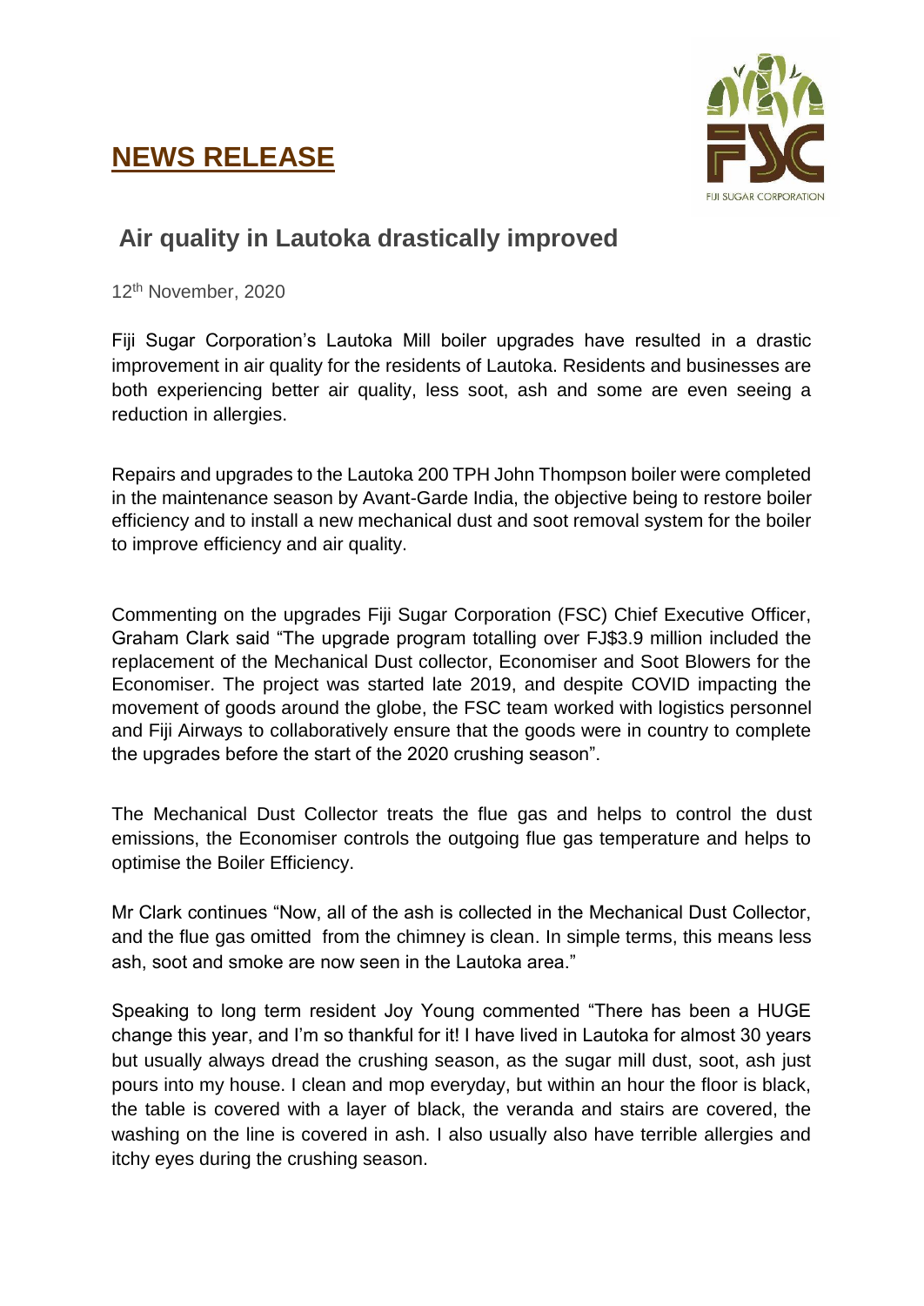# NEWS RELEASE

FIJI SUGAR CORPORATION

## Air quality in Lautoka drastically improved

12th November, 2020

Fiji Sugar Corporation's Lautoka Mill boiler upgrades have resulted in a drastic improvement in air quality for the residents of Lautoka. Residents and businesses are both experiencing better air quality, less soot, ash and some are even seeing a reduction in allergies.

Repairs and upgrades to the Lautoka 200 TPH John Thompson boiler were completed in the maintenance season by Avant-Garde India, the objective being to restore boiler efficiency and to install a new mechanical dust and soot removal system for the boiler to improve efficiency and air quality.

Commenting on the upgrades Fiji Sugar Corporation (FSC) Chief Executive Officer, Graham Clark said "The upgrade program totalling over FJ$3.9 million included the replacement of the Mechanical Dust collector, Economiser and Soot Blowers for the Economiser. The project was started late 2019, and despite COVID impacting the movement of goods around the globe, the FSC team worked with logistics personnel and Fiji Airways to collaboratively ensure that the goods were in country to complete the upgrades before the start of the 2020 crushing season".

The Mechanical Dust Collector treats the flue gas and helps to control the dust emissions, the Economiser controls the outgoing flue gas temperature and helps to optimise the Boiler Efficiency.

Mr Clark continues "Now, all of the ash is collected in the Mechanical Dust Collector, and the flue gas omitted from the chimney is clean. In simple terms, this means less ash, soot and smoke are now seen in the Lautoka area."

Speaking to long term resident Joy Young commented "There has been a HUGE change this year, and I'm so thankful for it! I have lived in Lautoka for almost 30 years but usually always dread the crushing season, as the sugar mill dust, soot, ash just pours into my house. I clean and mop everyday, but within an hour the floor is black, the table is covered with a layer of black, the veranda and stairs are covered, the washing on the line is covered in ash. I also usually also have terrible allergies and itchy eyes during the crushing season.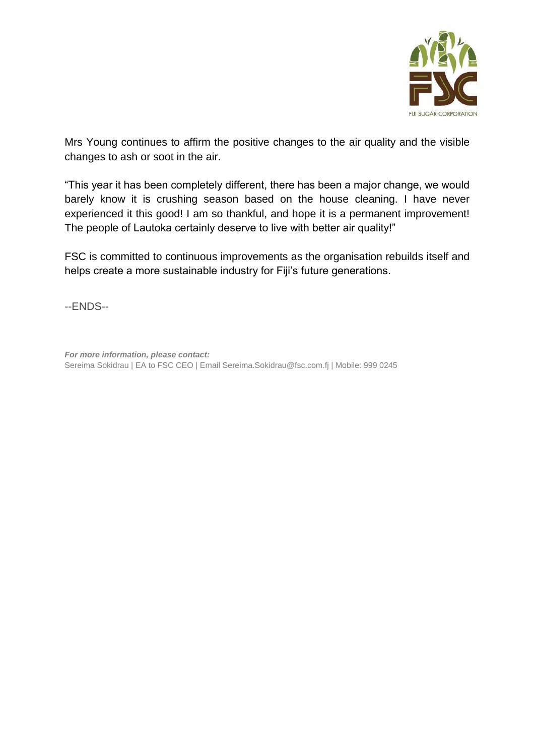Mrs Young continues to affirm the positive changes to the air quality and the visible changes to ash or soot in the air.

"This year it has been completely different, there has been a major change, we would barely know it is crushing season based on the house cleaning. I have never experienced it this good! I am so thankful, and hope it is a permanent improvement! The people of Lautoka certainly deserve to live with better air quality!"

FSC is committed to continuous improvements as the organisation rebuilds itself and helps create a more sustainable industry for Fiji's future generations.

--ENDS--

***For more information, please contact:***
Sereima Sokidrau | EA to FSC CEO | Email Sereima.Sokidrau@fsc.com.fj | Mobile: 999 0245